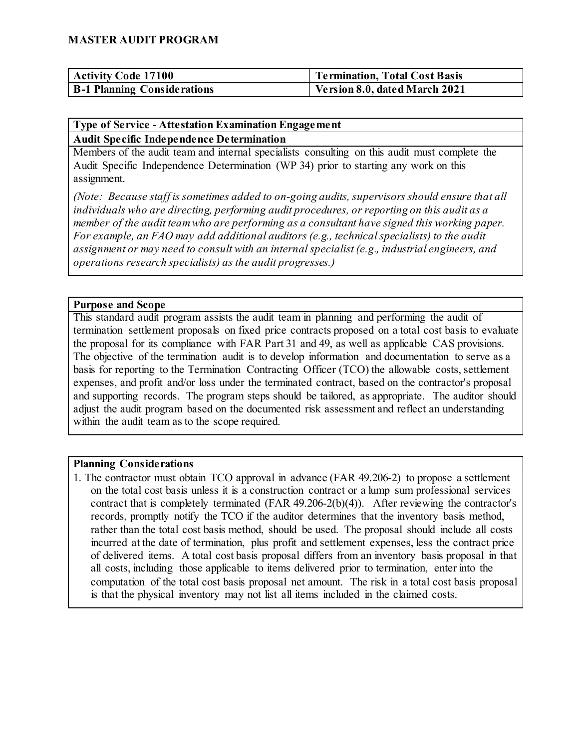**MASTER AUDIT PROGRAM**

| Activity Code 17100 | Termination, Total Cost Basis |
|---|---|
| B-1 Planning Considerations | Version 8.0, dated March 2021 |

**Type of Service - Attestation Examination Engagement**

**Audit Specific Independence Determination**

Members of the audit team and internal specialists consulting on this audit must complete the Audit Specific Independence Determination (WP 34) prior to starting any work on this assignment.

*(Note: Because staff is sometimes added to on-going audits, supervisors should ensure that all individuals who are directing, performing audit procedures, or reporting on this audit as a member of the audit team who are performing as a consultant have signed this working paper. For example, an FAO may add additional auditors (e.g., technical specialists) to the audit assignment or may need to consult with an internal specialist (e.g., industrial engineers, and operations research specialists) as the audit progresses.)*

**Purpose and Scope**

This standard audit program assists the audit team in planning and performing the audit of termination settlement proposals on fixed price contracts proposed on a total cost basis to evaluate the proposal for its compliance with FAR Part 31 and 49, as well as applicable CAS provisions. The objective of the termination audit is to develop information and documentation to serve as a basis for reporting to the Termination Contracting Officer (TCO) the allowable costs, settlement expenses, and profit and/or loss under the terminated contract, based on the contractor's proposal and supporting records. The program steps should be tailored, as appropriate. The auditor should adjust the audit program based on the documented risk assessment and reflect an understanding within the audit team as to the scope required.

**Planning Considerations**

1. The contractor must obtain TCO approval in advance (FAR 49.206-2) to propose a settlement on the total cost basis unless it is a construction contract or a lump sum professional services contract that is completely terminated (FAR 49.206-2(b)(4)). After reviewing the contractor's records, promptly notify the TCO if the auditor determines that the inventory basis method, rather than the total cost basis method, should be used. The proposal should include all costs incurred at the date of termination, plus profit and settlement expenses, less the contract price of delivered items. A total cost basis proposal differs from an inventory basis proposal in that all costs, including those applicable to items delivered prior to termination, enter into the computation of the total cost basis proposal net amount. The risk in a total cost basis proposal is that the physical inventory may not list all items included in the claimed costs.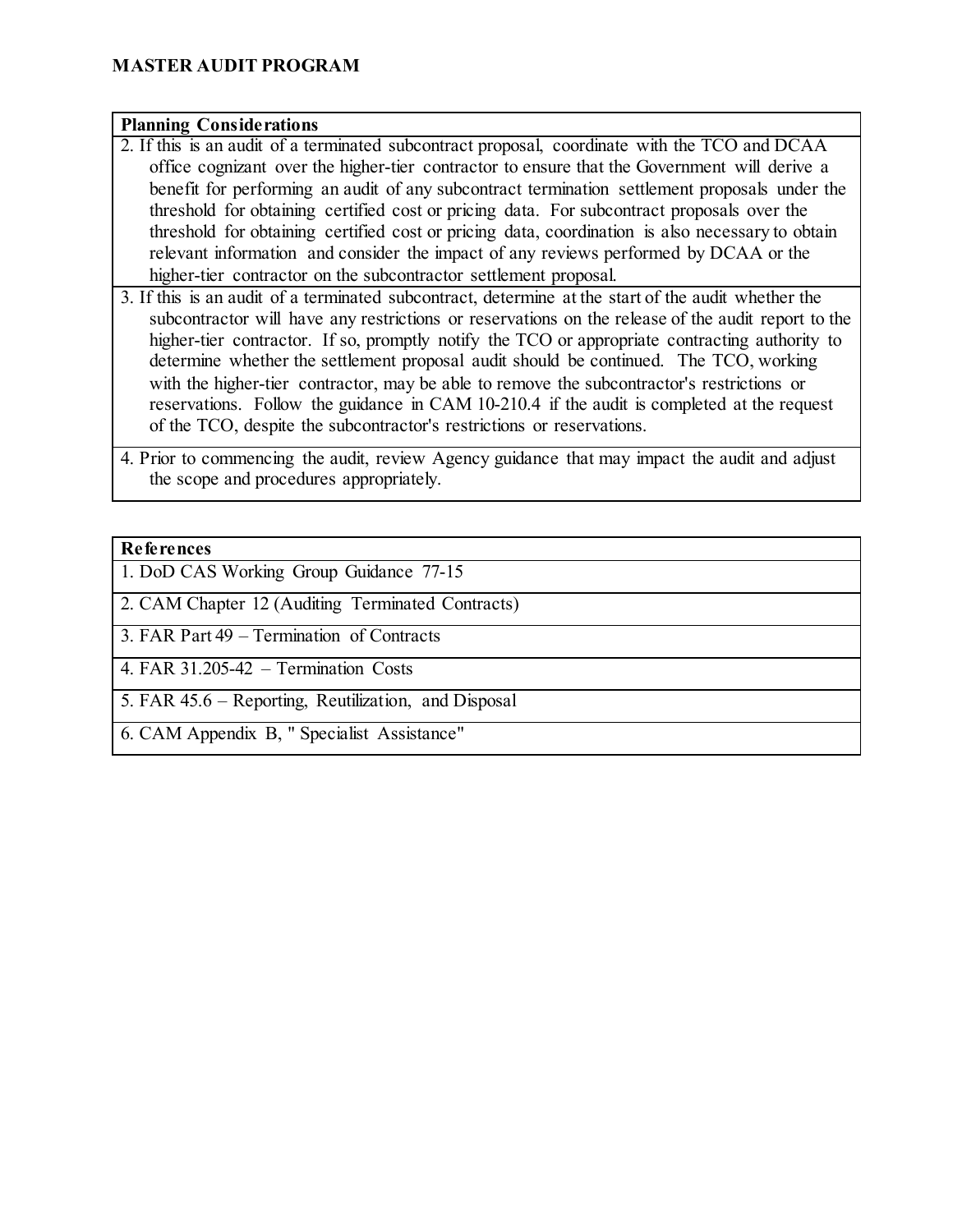## MASTER AUDIT PROGRAM

| Planning Considerations |
|---|
| 2. If this is an audit of a terminated subcontract proposal, coordinate with the TCO and DCAA office cognizant over the higher-tier contractor to ensure that the Government will derive a benefit for performing an audit of any subcontract termination settlement proposals under the threshold for obtaining certified cost or pricing data. For subcontract proposals over the threshold for obtaining certified cost or pricing data, coordination is also necessary to obtain relevant information and consider the impact of any reviews performed by DCAA or the higher-tier contractor on the subcontractor settlement proposal. |
| 3. If this is an audit of a terminated subcontract, determine at the start of the audit whether the subcontractor will have any restrictions or reservations on the release of the audit report to the higher-tier contractor. If so, promptly notify the TCO or appropriate contracting authority to determine whether the settlement proposal audit should be continued. The TCO, working with the higher-tier contractor, may be able to remove the subcontractor's restrictions or reservations. Follow the guidance in CAM 10-210.4 if the audit is completed at the request of the TCO, despite the subcontractor's restrictions or reservations. |
| 4. Prior to commencing the audit, review Agency guidance that may impact the audit and adjust the scope and procedures appropriately. |

| References |
|---|
| 1. DoD CAS Working Group Guidance 77-15 |
| 2. CAM Chapter 12 (Auditing Terminated Contracts) |
| 3. FAR Part 49 – Termination of Contracts |
| 4. FAR 31.205-42 – Termination Costs |
| 5. FAR 45.6 – Reporting, Reutilization, and Disposal |
| 6. CAM Appendix B, " Specialist Assistance" |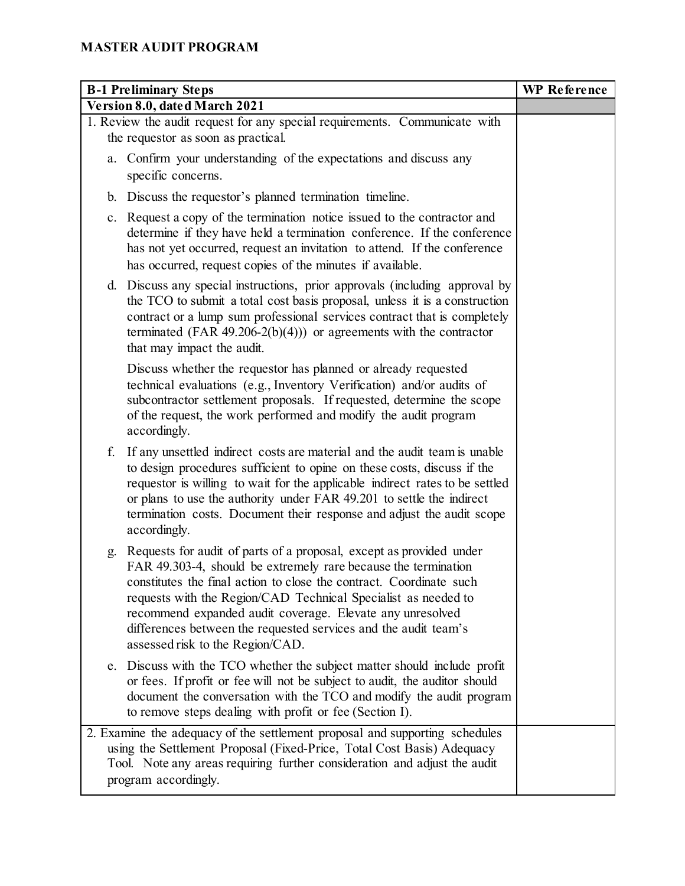## MASTER AUDIT PROGRAM

| B-1 Preliminary Steps | WP Reference |
|---|---|
| **Version 8.0, dated March 2021** | |
| 1. Review the audit request for any special requirements. Communicate with the requestor as soon as practical.<br><br>a. Confirm your understanding of the expectations and discuss any specific concerns.<br><br>b. Discuss the requestor's planned termination timeline.<br><br>c. Request a copy of the termination notice issued to the contractor and determine if they have held a termination conference. If the conference has not yet occurred, request an invitation to attend. If the conference has occurred, request copies of the minutes if available.<br><br>d. Discuss any special instructions, prior approvals (including approval by the TCO to submit a total cost basis proposal, unless it is a construction contract or a lump sum professional services contract that is completely terminated (FAR 49.206-2(b)(4))) or agreements with the contractor that may impact the audit.<br><br>Discuss whether the requestor has planned or already requested technical evaluations (e.g., Inventory Verification) and/or audits of subcontractor settlement proposals. If requested, determine the scope of the request, the work performed and modify the audit program accordingly.<br><br>f. If any unsettled indirect costs are material and the audit team is unable to design procedures sufficient to opine on these costs, discuss if the requestor is willing to wait for the applicable indirect rates to be settled or plans to use the authority under FAR 49.201 to settle the indirect termination costs. Document their response and adjust the audit scope accordingly.<br><br>g. Requests for audit of parts of a proposal, except as provided under FAR 49.303-4, should be extremely rare because the termination constitutes the final action to close the contract. Coordinate such requests with the Region/CAD Technical Specialist as needed to recommend expanded audit coverage. Elevate any unresolved differences between the requested services and the audit team's assessed risk to the Region/CAD.<br><br>e. Discuss with the TCO whether the subject matter should include profit or fees. If profit or fee will not be subject to audit, the auditor should document the conversation with the TCO and modify the audit program to remove steps dealing with profit or fee (Section I). | |
| 2. Examine the adequacy of the settlement proposal and supporting schedules using the Settlement Proposal (Fixed-Price, Total Cost Basis) Adequacy Tool. Note any areas requiring further consideration and adjust the audit program accordingly. | |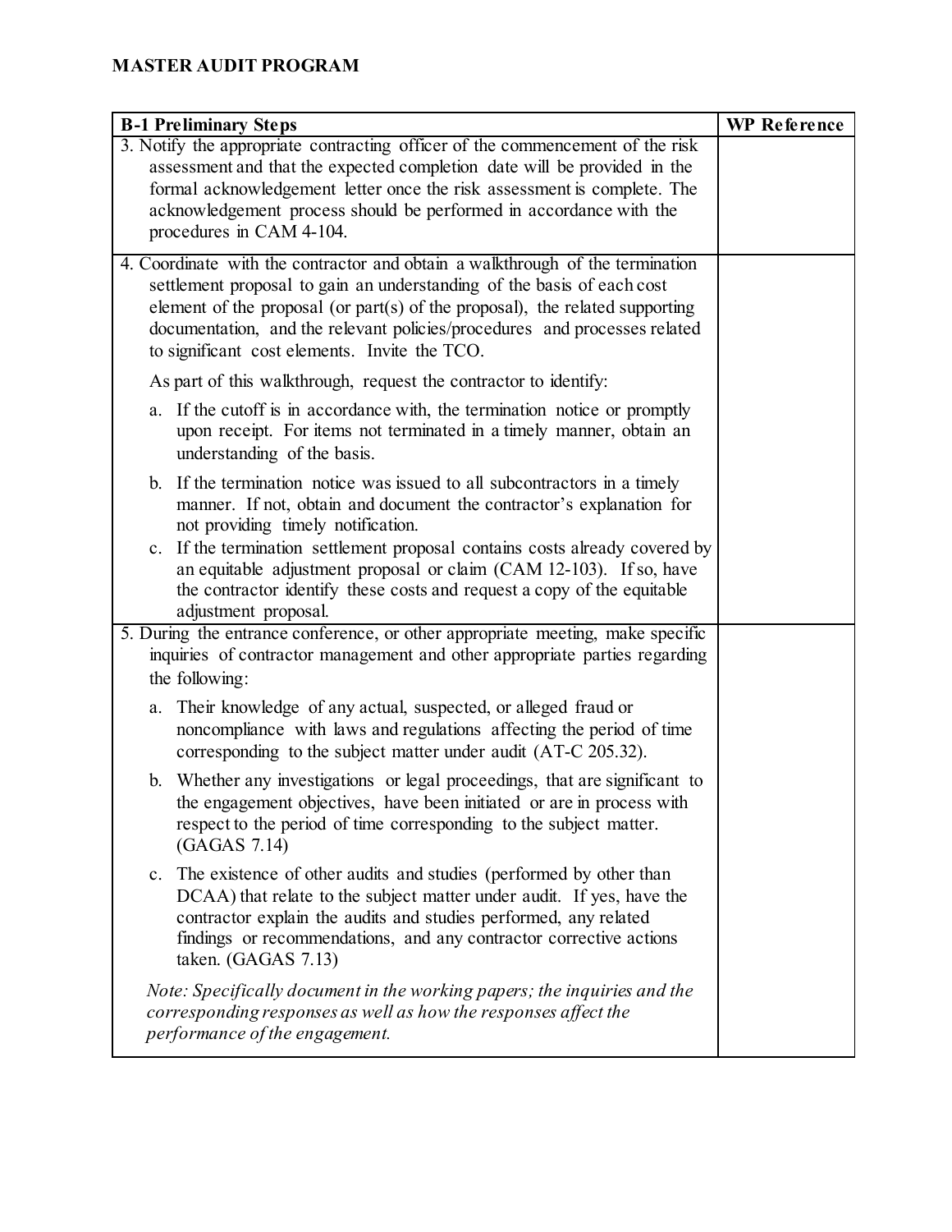# MASTER AUDIT PROGRAM

| B-1 Preliminary Steps | WP Reference |
|---|---|
| 3. Notify the appropriate contracting officer of the commencement of the risk assessment and that the expected completion date will be provided in the formal acknowledgement letter once the risk assessment is complete. The acknowledgement process should be performed in accordance with the procedures in CAM 4-104. | |
| 4. Coordinate with the contractor and obtain a walkthrough of the termination settlement proposal to gain an understanding of the basis of each cost element of the proposal (or part(s) of the proposal), the related supporting documentation, and the relevant policies/procedures and processes related to significant cost elements. Invite the TCO.<br><br>As part of this walkthrough, request the contractor to identify:<br><br>a. If the cutoff is in accordance with, the termination notice or promptly upon receipt. For items not terminated in a timely manner, obtain an understanding of the basis.<br><br>b. If the termination notice was issued to all subcontractors in a timely manner. If not, obtain and document the contractor's explanation for not providing timely notification.<br><br>c. If the termination settlement proposal contains costs already covered by an equitable adjustment proposal or claim (CAM 12-103). If so, have the contractor identify these costs and request a copy of the equitable adjustment proposal. | |
| 5. During the entrance conference, or other appropriate meeting, make specific inquiries of contractor management and other appropriate parties regarding the following:<br><br>a. Their knowledge of any actual, suspected, or alleged fraud or noncompliance with laws and regulations affecting the period of time corresponding to the subject matter under audit (AT-C 205.32).<br><br>b. Whether any investigations or legal proceedings, that are significant to the engagement objectives, have been initiated or are in process with respect to the period of time corresponding to the subject matter. (GAGAS 7.14)<br><br>c. The existence of other audits and studies (performed by other than DCAA) that relate to the subject matter under audit. If yes, have the contractor explain the audits and studies performed, any related findings or recommendations, and any contractor corrective actions taken. (GAGAS 7.13)<br><br>*Note: Specifically document in the working papers; the inquiries and the corresponding responses as well as how the responses affect the performance of the engagement.* | |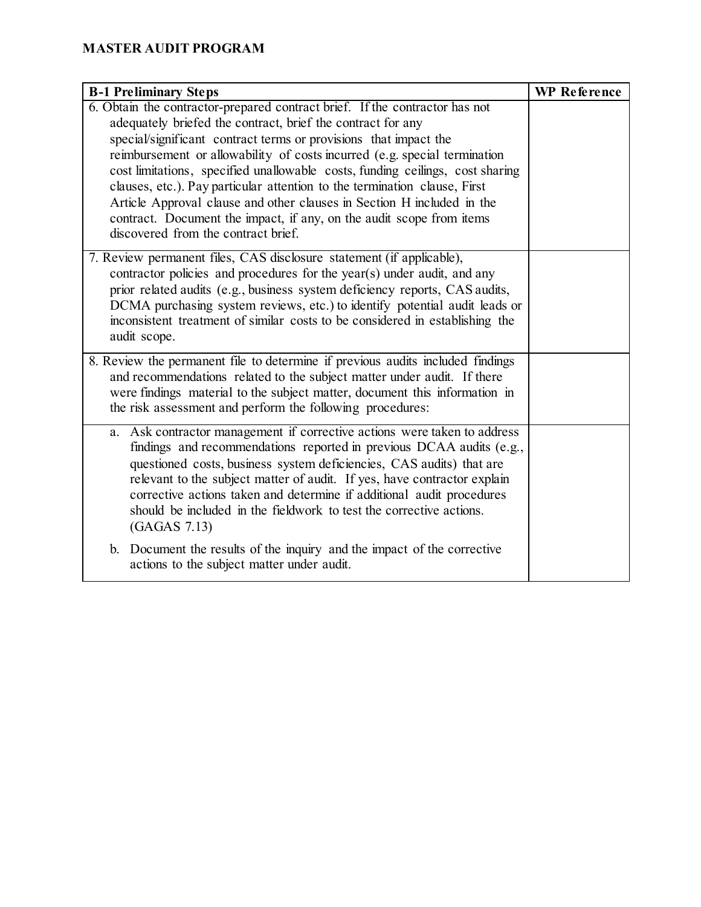**MASTER AUDIT PROGRAM**

| B-1 Preliminary Steps | WP Reference |
| --- | --- |
| 6. Obtain the contractor-prepared contract brief. If the contractor has not adequately briefed the contract, brief the contract for any special/significant contract terms or provisions that impact the reimbursement or allowability of costs incurred (e.g. special termination cost limitations, specified unallowable costs, funding ceilings, cost sharing clauses, etc.). Pay particular attention to the termination clause, First Article Approval clause and other clauses in Section H included in the contract. Document the impact, if any, on the audit scope from items discovered from the contract brief. | |
| 7. Review permanent files, CAS disclosure statement (if applicable), contractor policies and procedures for the year(s) under audit, and any prior related audits (e.g., business system deficiency reports, CAS audits, DCMA purchasing system reviews, etc.) to identify potential audit leads or inconsistent treatment of similar costs to be considered in establishing the audit scope. | |
| 8. Review the permanent file to determine if previous audits included findings and recommendations related to the subject matter under audit. If there were findings material to the subject matter, document this information in the risk assessment and perform the following procedures: | |
| a. Ask contractor management if corrective actions were taken to address findings and recommendations reported in previous DCAA audits (e.g., questioned costs, business system deficiencies, CAS audits) that are relevant to the subject matter of audit. If yes, have contractor explain corrective actions taken and determine if additional audit procedures should be included in the fieldwork to test the corrective actions. (GAGAS 7.13)<br><br>b. Document the results of the inquiry and the impact of the corrective actions to the subject matter under audit. | |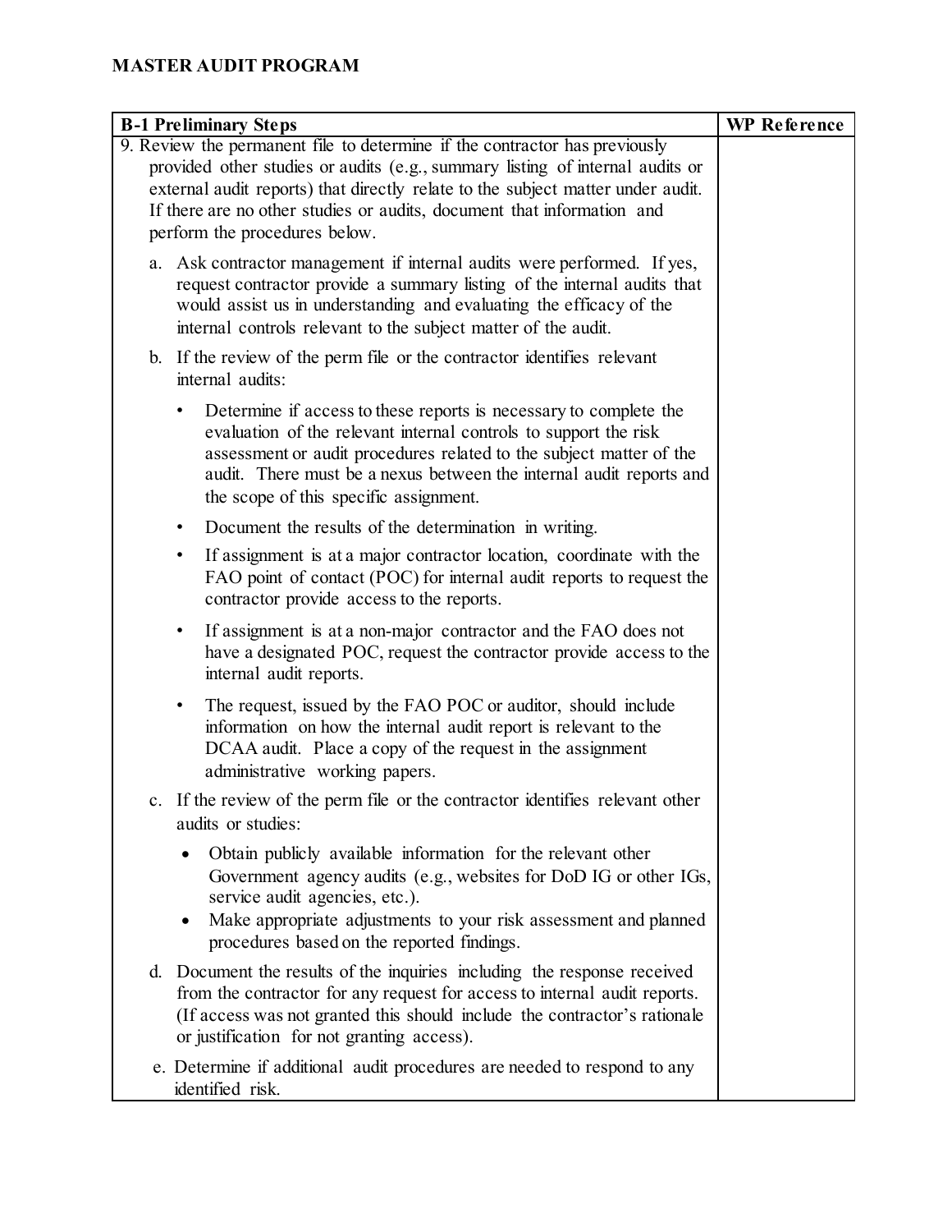## MASTER AUDIT PROGRAM

| B-1 Preliminary Steps | WP Reference |
| --- | --- |
| 9. Review the permanent file to determine if the contractor has previously provided other studies or audits (e.g., summary listing of internal audits or external audit reports) that directly relate to the subject matter under audit. If there are no other studies or audits, document that information and perform the procedures below.<br><br>a. Ask contractor management if internal audits were performed. If yes, request contractor provide a summary listing of the internal audits that would assist us in understanding and evaluating the efficacy of the internal controls relevant to the subject matter of the audit.<br><br>b. If the review of the perm file or the contractor identifies relevant internal audits:<br>• Determine if access to these reports is necessary to complete the evaluation of the relevant internal controls to support the risk assessment or audit procedures related to the subject matter of the audit. There must be a nexus between the internal audit reports and the scope of this specific assignment.<br>• Document the results of the determination in writing.<br>• If assignment is at a major contractor location, coordinate with the FAO point of contact (POC) for internal audit reports to request the contractor provide access to the reports.<br>• If assignment is at a non-major contractor and the FAO does not have a designated POC, request the contractor provide access to the internal audit reports.<br>• The request, issued by the FAO POC or auditor, should include information on how the internal audit report is relevant to the DCAA audit. Place a copy of the request in the assignment administrative working papers.<br><br>c. If the review of the perm file or the contractor identifies relevant other audits or studies:<br>• Obtain publicly available information for the relevant other Government agency audits (e.g., websites for DoD IG or other IGs, service audit agencies, etc.).<br>• Make appropriate adjustments to your risk assessment and planned procedures based on the reported findings.<br><br>d. Document the results of the inquiries including the response received from the contractor for any request for access to internal audit reports. (If access was not granted this should include the contractor's rationale or justification for not granting access).<br><br>e. Determine if additional audit procedures are needed to respond to any identified risk. | |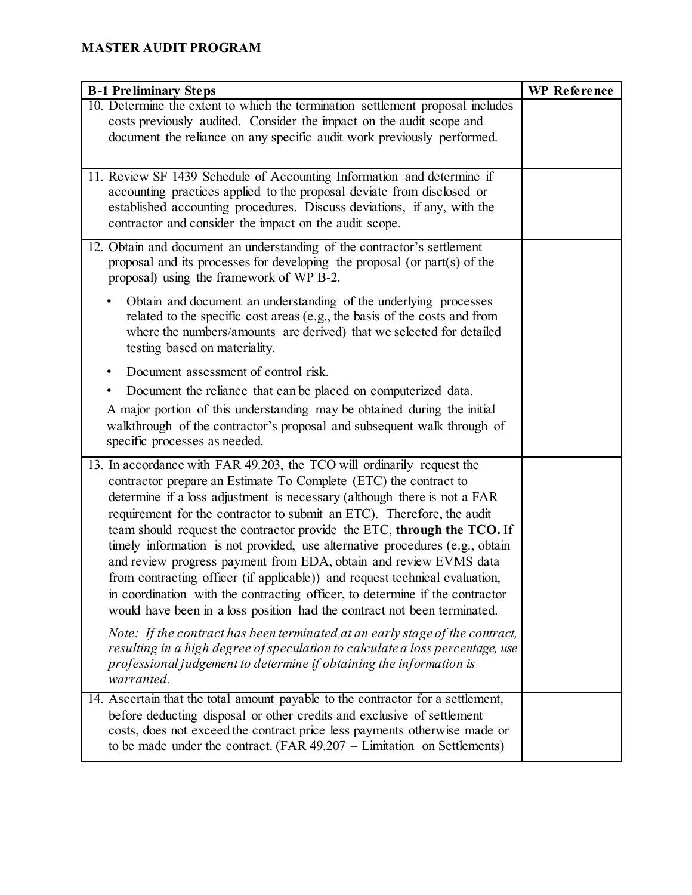**MASTER AUDIT PROGRAM**

| B-1 Preliminary Steps | WP Reference |
|---|---|
| 10. Determine the extent to which the termination settlement proposal includes costs previously audited. Consider the impact on the audit scope and document the reliance on any specific audit work previously performed. | |
| 11. Review SF 1439 Schedule of Accounting Information and determine if accounting practices applied to the proposal deviate from disclosed or established accounting procedures. Discuss deviations, if any, with the contractor and consider the impact on the audit scope. | |
| 12. Obtain and document an understanding of the contractor's settlement proposal and its processes for developing the proposal (or part(s) of the proposal) using the framework of WP B-2.<br>• Obtain and document an understanding of the underlying processes related to the specific cost areas (e.g., the basis of the costs and from where the numbers/amounts are derived) that we selected for detailed testing based on materiality.<br>• Document assessment of control risk.<br>• Document the reliance that can be placed on computerized data.<br>A major portion of this understanding may be obtained during the initial walkthrough of the contractor's proposal and subsequent walk through of specific processes as needed. | |
| 13. In accordance with FAR 49.203, the TCO will ordinarily request the contractor prepare an Estimate To Complete (ETC) the contract to determine if a loss adjustment is necessary (although there is not a FAR requirement for the contractor to submit an ETC). Therefore, the audit team should request the contractor provide the ETC, **through the TCO.** If timely information is not provided, use alternative procedures (e.g., obtain and review progress payment from EDA, obtain and review EVMS data from contracting officer (if applicable)) and request technical evaluation, in coordination with the contracting officer, to determine if the contractor would have been in a loss position had the contract not been terminated.<br>*Note: If the contract has been terminated at an early stage of the contract, resulting in a high degree of speculation to calculate a loss percentage, use professional judgement to determine if obtaining the information is warranted.* | |
| 14. Ascertain that the total amount payable to the contractor for a settlement, before deducting disposal or other credits and exclusive of settlement costs, does not exceed the contract price less payments otherwise made or to be made under the contract. (FAR 49.207 – Limitation on Settlements) | |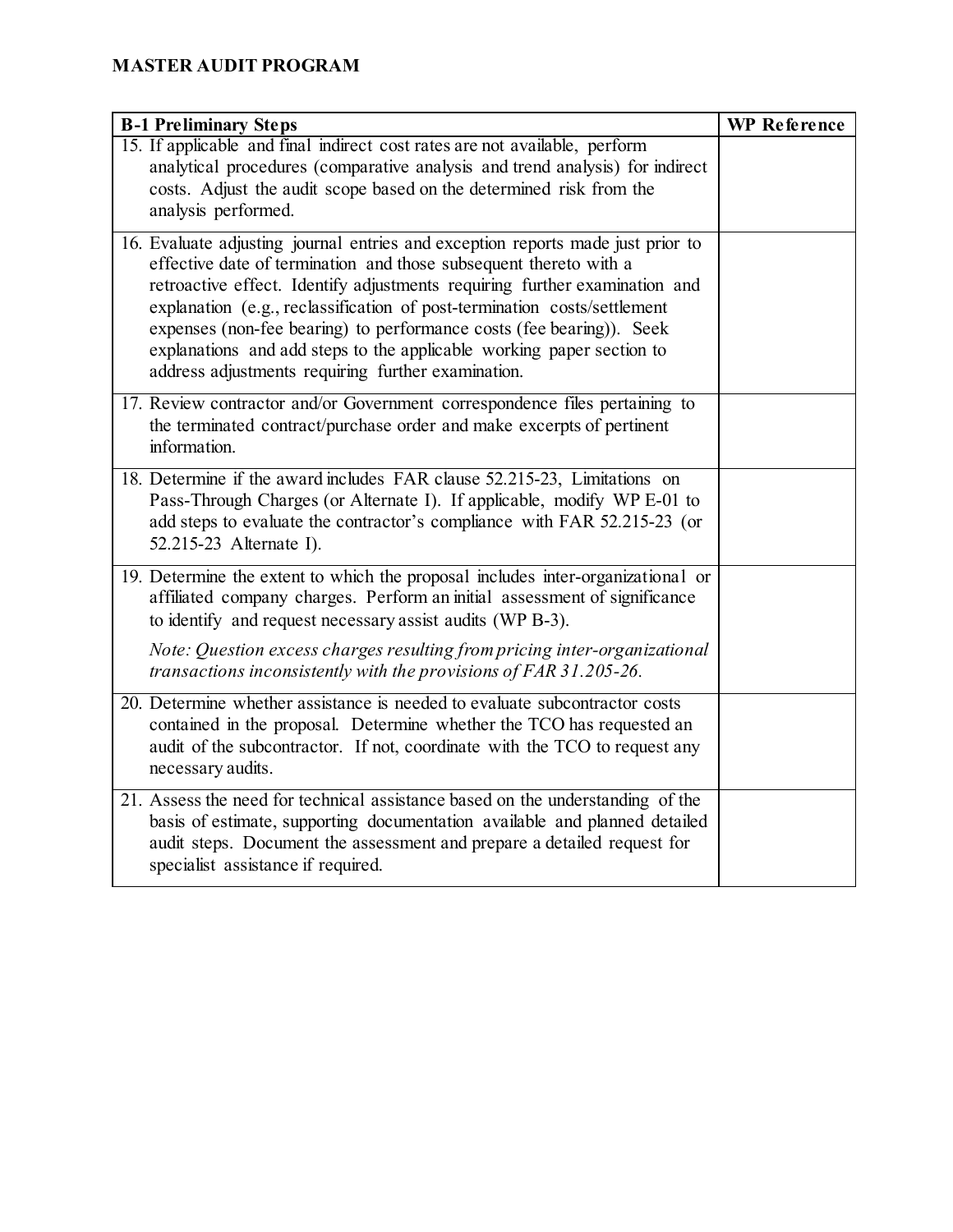**MASTER AUDIT PROGRAM**

| B-1 Preliminary Steps | WP Reference |
|---|---|
| 15. If applicable and final indirect cost rates are not available, perform analytical procedures (comparative analysis and trend analysis) for indirect costs. Adjust the audit scope based on the determined risk from the analysis performed. | |
| 16. Evaluate adjusting journal entries and exception reports made just prior to effective date of termination and those subsequent thereto with a retroactive effect. Identify adjustments requiring further examination and explanation (e.g., reclassification of post-termination costs/settlement expenses (non-fee bearing) to performance costs (fee bearing)). Seek explanations and add steps to the applicable working paper section to address adjustments requiring further examination. | |
| 17. Review contractor and/or Government correspondence files pertaining to the terminated contract/purchase order and make excerpts of pertinent information. | |
| 18. Determine if the award includes FAR clause 52.215-23, Limitations on Pass-Through Charges (or Alternate I). If applicable, modify WP E-01 to add steps to evaluate the contractor's compliance with FAR 52.215-23 (or 52.215-23 Alternate I). | |
| 19. Determine the extent to which the proposal includes inter-organizational or affiliated company charges. Perform an initial assessment of significance to identify and request necessary assist audits (WP B-3).<br><br>*Note: Question excess charges resulting from pricing inter-organizational transactions inconsistently with the provisions of FAR 31.205-26.* | |
| 20. Determine whether assistance is needed to evaluate subcontractor costs contained in the proposal. Determine whether the TCO has requested an audit of the subcontractor. If not, coordinate with the TCO to request any necessary audits. | |
| 21. Assess the need for technical assistance based on the understanding of the basis of estimate, supporting documentation available and planned detailed audit steps. Document the assessment and prepare a detailed request for specialist assistance if required. | |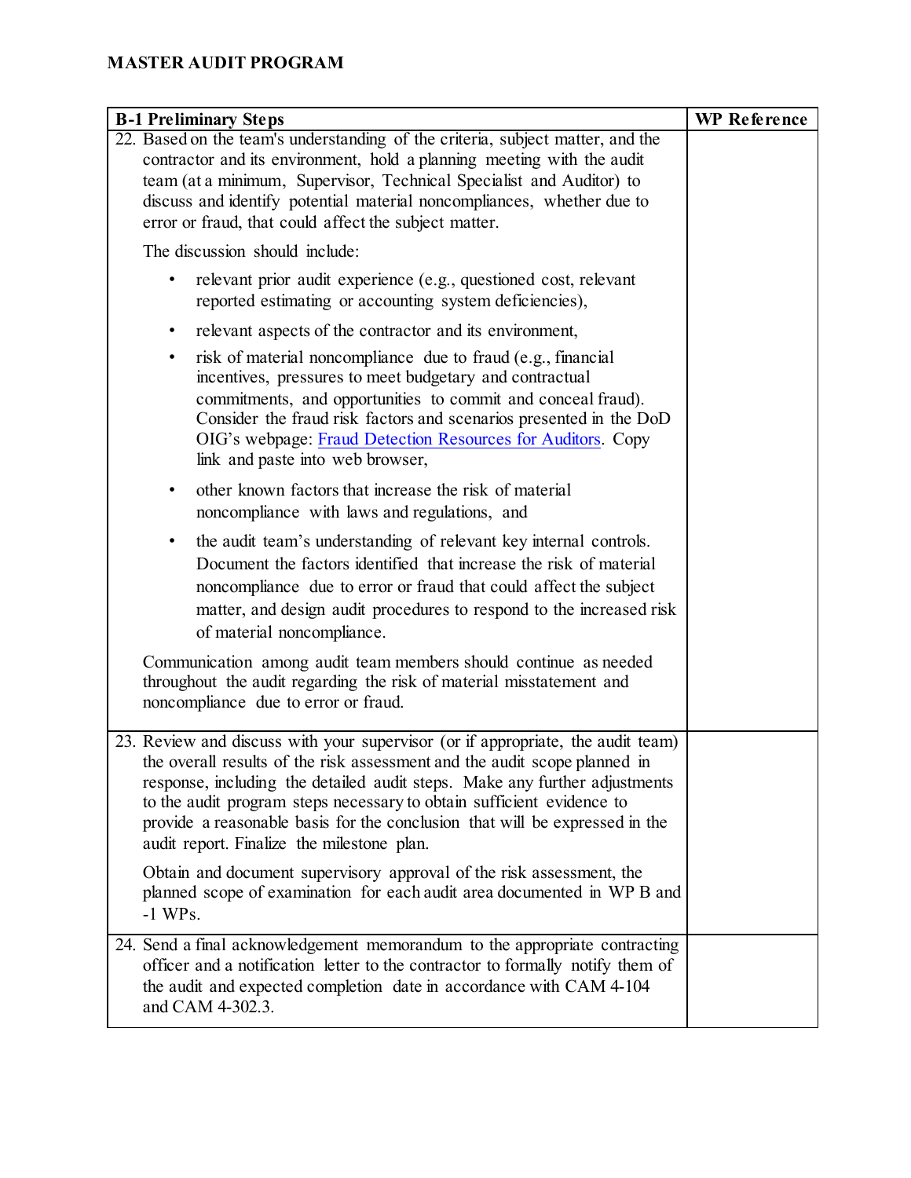**MASTER AUDIT PROGRAM**

| B-1 Preliminary Steps | WP Reference |
|---|---|
| 22. Based on the team's understanding of the criteria, subject matter, and the contractor and its environment, hold a planning meeting with the audit team (at a minimum, Supervisor, Technical Specialist and Auditor) to discuss and identify potential material noncompliances, whether due to error or fraud, that could affect the subject matter.<br><br>The discussion should include:<br><br>• relevant prior audit experience (e.g., questioned cost, relevant reported estimating or accounting system deficiencies),<br>• relevant aspects of the contractor and its environment,<br>• risk of material noncompliance due to fraud (e.g., financial incentives, pressures to meet budgetary and contractual commitments, and opportunities to commit and conceal fraud). Consider the fraud risk factors and scenarios presented in the DoD OIG's webpage: Fraud Detection Resources for Auditors. Copy link and paste into web browser,<br>• other known factors that increase the risk of material noncompliance with laws and regulations, and<br>• the audit team's understanding of relevant key internal controls. Document the factors identified that increase the risk of material noncompliance due to error or fraud that could affect the subject matter, and design audit procedures to respond to the increased risk of material noncompliance.<br><br>Communication among audit team members should continue as needed throughout the audit regarding the risk of material misstatement and noncompliance due to error or fraud. | |
| 23. Review and discuss with your supervisor (or if appropriate, the audit team) the overall results of the risk assessment and the audit scope planned in response, including the detailed audit steps. Make any further adjustments to the audit program steps necessary to obtain sufficient evidence to provide a reasonable basis for the conclusion that will be expressed in the audit report. Finalize the milestone plan.<br><br>Obtain and document supervisory approval of the risk assessment, the planned scope of examination for each audit area documented in WP B and -1 WPs. | |
| 24. Send a final acknowledgement memorandum to the appropriate contracting officer and a notification letter to the contractor to formally notify them of the audit and expected completion date in accordance with CAM 4-104 and CAM 4-302.3. | |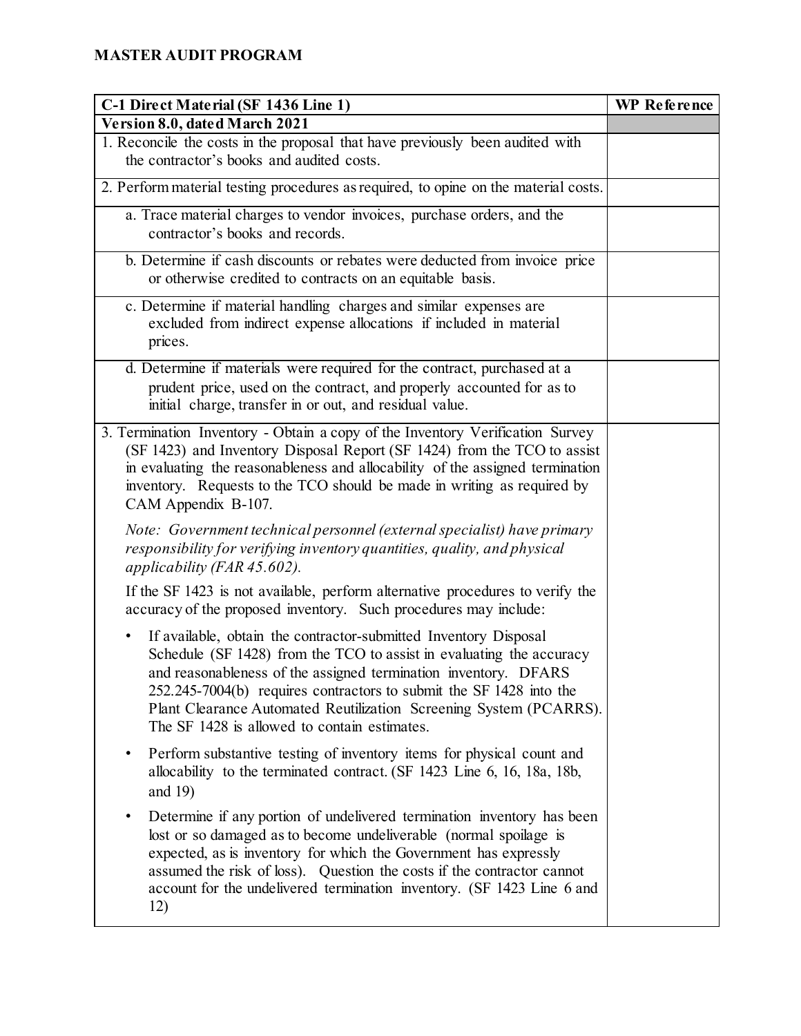**MASTER AUDIT PROGRAM**

| C-1 Direct Material (SF 1436 Line 1) | WP Reference |
|---|---|
| **Version 8.0, dated March 2021** | |
| 1. Reconcile the costs in the proposal that have previously been audited with the contractor's books and audited costs. | |
| 2. Perform material testing procedures as required, to opine on the material costs. | |
| a. Trace material charges to vendor invoices, purchase orders, and the contractor's books and records. | |
| b. Determine if cash discounts or rebates were deducted from invoice price or otherwise credited to contracts on an equitable basis. | |
| c. Determine if material handling charges and similar expenses are excluded from indirect expense allocations if included in material prices. | |
| d. Determine if materials were required for the contract, purchased at a prudent price, used on the contract, and properly accounted for as to initial charge, transfer in or out, and residual value. | |
| 3. Termination Inventory - Obtain a copy of the Inventory Verification Survey (SF 1423) and Inventory Disposal Report (SF 1424) from the TCO to assist in evaluating the reasonableness and allocability of the assigned termination inventory. Requests to the TCO should be made in writing as required by CAM Appendix B-107. <br><br> *Note: Government technical personnel (external specialist) have primary responsibility for verifying inventory quantities, quality, and physical applicability (FAR 45.602).* <br><br> If the SF 1423 is not available, perform alternative procedures to verify the accuracy of the proposed inventory. Such procedures may include: <br><br> • If available, obtain the contractor-submitted Inventory Disposal Schedule (SF 1428) from the TCO to assist in evaluating the accuracy and reasonableness of the assigned termination inventory. DFARS 252.245-7004(b) requires contractors to submit the SF 1428 into the Plant Clearance Automated Reutilization Screening System (PCARRS). The SF 1428 is allowed to contain estimates. <br><br> • Perform substantive testing of inventory items for physical count and allocability to the terminated contract. (SF 1423 Line 6, 16, 18a, 18b, and 19) <br><br> • Determine if any portion of undelivered termination inventory has been lost or so damaged as to become undeliverable (normal spoilage is expected, as is inventory for which the Government has expressly assumed the risk of loss). Question the costs if the contractor cannot account for the undelivered termination inventory. (SF 1423 Line 6 and 12) | |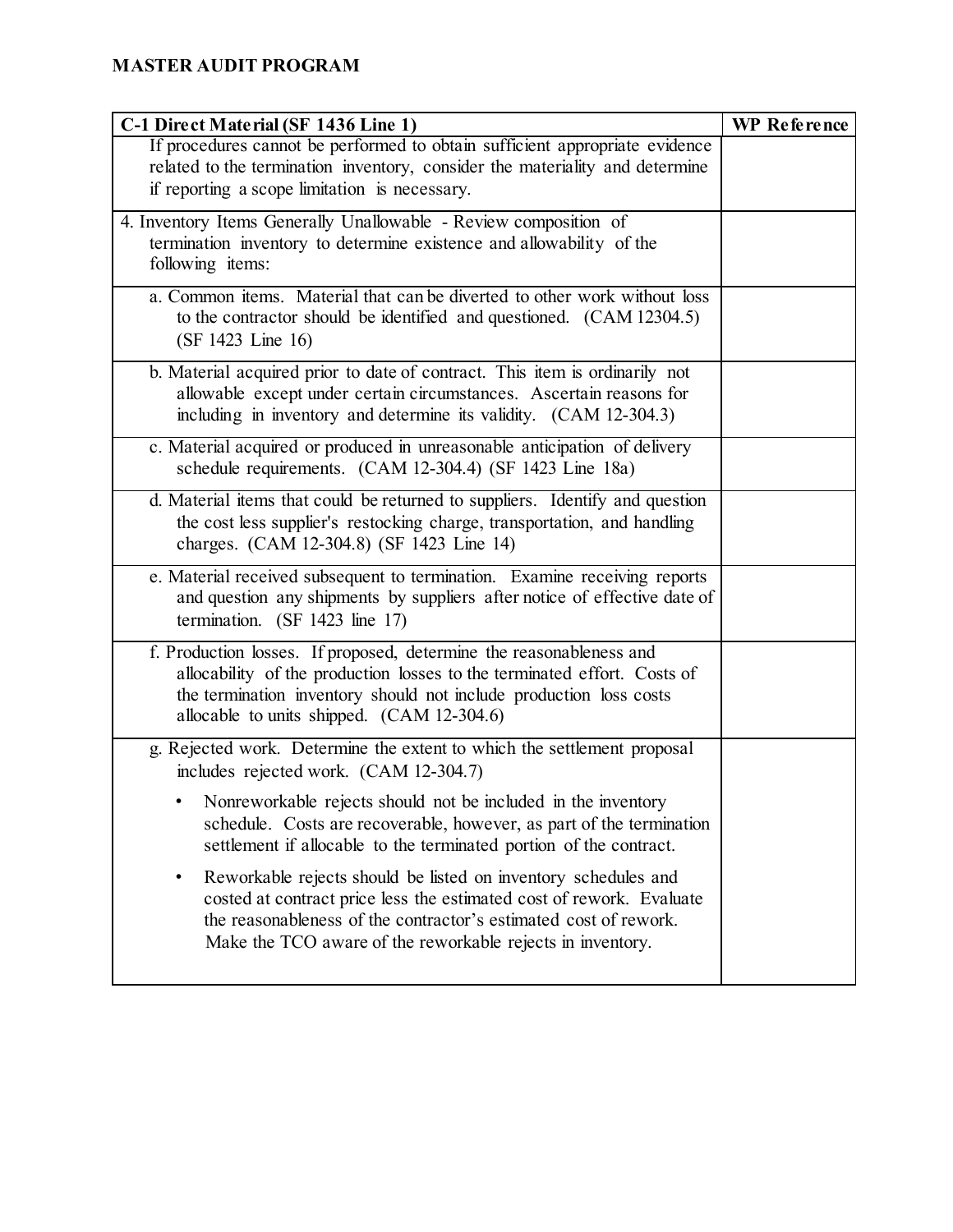# MASTER AUDIT PROGRAM

| C-1 Direct Material (SF 1436 Line 1) | WP Reference |
|---|---|
| If procedures cannot be performed to obtain sufficient appropriate evidence related to the termination inventory, consider the materiality and determine if reporting a scope limitation is necessary. | |
| 4. Inventory Items Generally Unallowable - Review composition of termination inventory to determine existence and allowability of the following items: | |
| a. Common items. Material that can be diverted to other work without loss to the contractor should be identified and questioned. (CAM 12304.5) (SF 1423 Line 16) | |
| b. Material acquired prior to date of contract. This item is ordinarily not allowable except under certain circumstances. Ascertain reasons for including in inventory and determine its validity. (CAM 12-304.3) | |
| c. Material acquired or produced in unreasonable anticipation of delivery schedule requirements. (CAM 12-304.4) (SF 1423 Line 18a) | |
| d. Material items that could be returned to suppliers. Identify and question the cost less supplier's restocking charge, transportation, and handling charges. (CAM 12-304.8) (SF 1423 Line 14) | |
| e. Material received subsequent to termination. Examine receiving reports and question any shipments by suppliers after notice of effective date of termination. (SF 1423 line 17) | |
| f. Production losses. If proposed, determine the reasonableness and allocability of the production losses to the terminated effort. Costs of the termination inventory should not include production loss costs allocable to units shipped. (CAM 12-304.6) | |
| g. Rejected work. Determine the extent to which the settlement proposal includes rejected work. (CAM 12-304.7)<br>• Nonreworkable rejects should not be included in the inventory schedule. Costs are recoverable, however, as part of the termination settlement if allocable to the terminated portion of the contract.<br>• Reworkable rejects should be listed on inventory schedules and costed at contract price less the estimated cost of rework. Evaluate the reasonableness of the contractor's estimated cost of rework. Make the TCO aware of the reworkable rejects in inventory. | |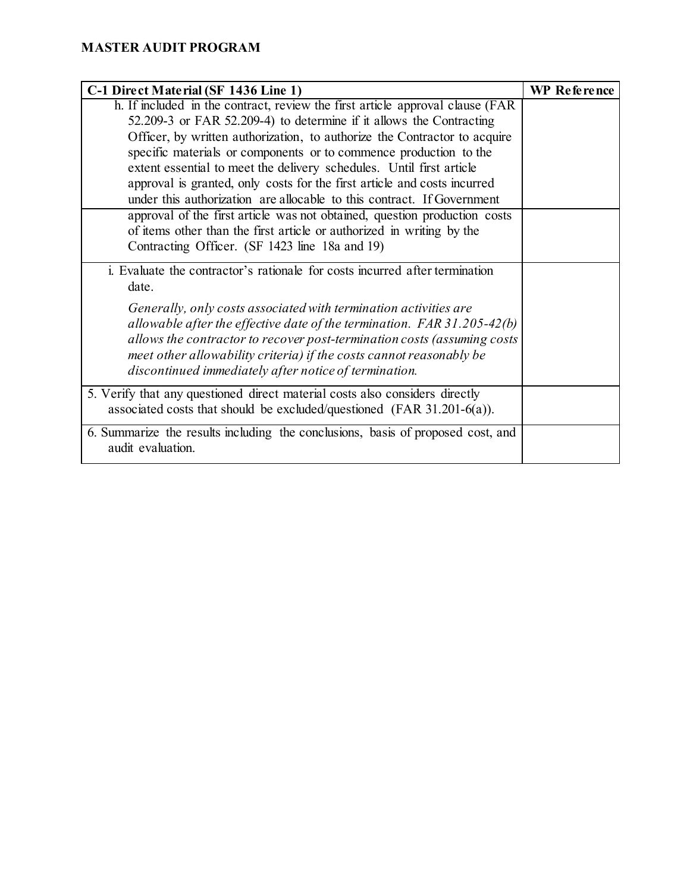**MASTER AUDIT PROGRAM**

| C-1 Direct Material (SF 1436 Line 1) | WP Reference |
|---|---|
| h. If included in the contract, review the first article approval clause (FAR 52.209-3 or FAR 52.209-4) to determine if it allows the Contracting Officer, by written authorization, to authorize the Contractor to acquire specific materials or components or to commence production to the extent essential to meet the delivery schedules. Until first article approval is granted, only costs for the first article and costs incurred under this authorization are allocable to this contract. If Government approval of the first article was not obtained, question production costs of items other than the first article or authorized in writing by the Contracting Officer. (SF 1423 line 18a and 19) | |
| i. Evaluate the contractor's rationale for costs incurred after termination date.<br><br>*Generally, only costs associated with termination activities are allowable after the effective date of the termination. FAR 31.205-42(b) allows the contractor to recover post-termination costs (assuming costs meet other allowability criteria) if the costs cannot reasonably be discontinued immediately after notice of termination.* | |
| 5. Verify that any questioned direct material costs also considers directly associated costs that should be excluded/questioned (FAR 31.201-6(a)). | |
| 6. Summarize the results including the conclusions, basis of proposed cost, and audit evaluation. | |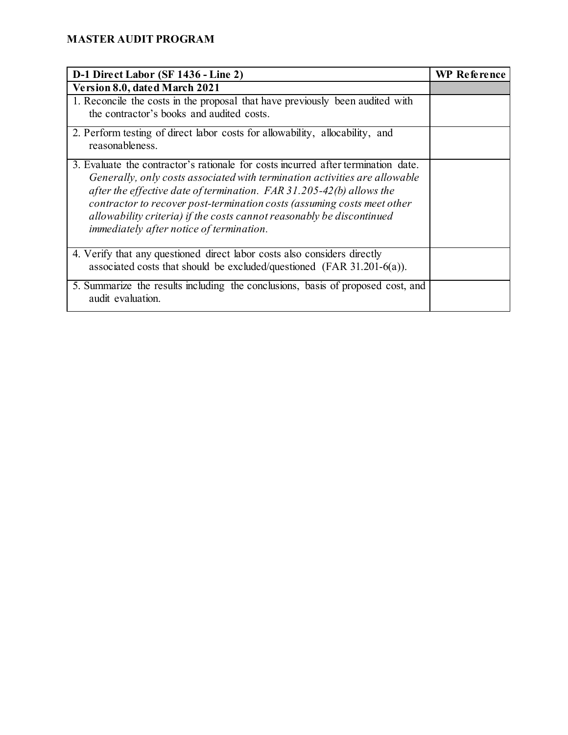**MASTER AUDIT PROGRAM**

| D-1 Direct Labor (SF 1436 - Line 2) | WP Reference |
|---|---|
| **Version 8.0, dated March 2021** | |
| 1. Reconcile the costs in the proposal that have previously been audited with the contractor's books and audited costs. | |
| 2. Perform testing of direct labor costs for allowability, allocability, and reasonableness. | |
| 3. Evaluate the contractor's rationale for costs incurred after termination date. *Generally, only costs associated with termination activities are allowable after the effective date of termination. FAR 31.205-42(b) allows the contractor to recover post-termination costs (assuming costs meet other allowability criteria) if the costs cannot reasonably be discontinued immediately after notice of termination.* | |
| 4. Verify that any questioned direct labor costs also considers directly associated costs that should be excluded/questioned (FAR 31.201-6(a)). | |
| 5. Summarize the results including the conclusions, basis of proposed cost, and audit evaluation. | |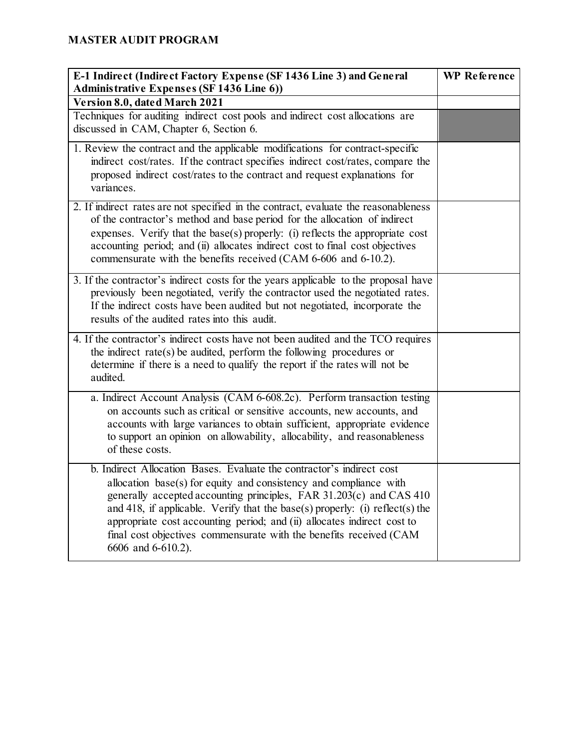# MASTER AUDIT PROGRAM

| E-1 Indirect (Indirect Factory Expense (SF 1436 Line 3) and General Administrative Expenses (SF 1436 Line 6)) | WP Reference |
|---|---|
| **Version 8.0, dated March 2021** | |
| Techniques for auditing indirect cost pools and indirect cost allocations are discussed in CAM, Chapter 6, Section 6. | |
| 1. Review the contract and the applicable modifications for contract-specific indirect cost/rates. If the contract specifies indirect cost/rates, compare the proposed indirect cost/rates to the contract and request explanations for variances. | |
| 2. If indirect rates are not specified in the contract, evaluate the reasonableness of the contractor's method and base period for the allocation of indirect expenses. Verify that the base(s) properly: (i) reflects the appropriate cost accounting period; and (ii) allocates indirect cost to final cost objectives commensurate with the benefits received (CAM 6-606 and 6-10.2). | |
| 3. If the contractor's indirect costs for the years applicable to the proposal have previously been negotiated, verify the contractor used the negotiated rates. If the indirect costs have been audited but not negotiated, incorporate the results of the audited rates into this audit. | |
| 4. If the contractor's indirect costs have not been audited and the TCO requires the indirect rate(s) be audited, perform the following procedures or determine if there is a need to qualify the report if the rates will not be audited. | |
| a. Indirect Account Analysis (CAM 6-608.2c). Perform transaction testing on accounts such as critical or sensitive accounts, new accounts, and accounts with large variances to obtain sufficient, appropriate evidence to support an opinion on allowability, allocability, and reasonableness of these costs. | |
| b. Indirect Allocation Bases. Evaluate the contractor's indirect cost allocation base(s) for equity and consistency and compliance with generally accepted accounting principles, FAR 31.203(c) and CAS 410 and 418, if applicable. Verify that the base(s) properly: (i) reflect(s) the appropriate cost accounting period; and (ii) allocates indirect cost to final cost objectives commensurate with the benefits received (CAM 6606 and 6-610.2). | |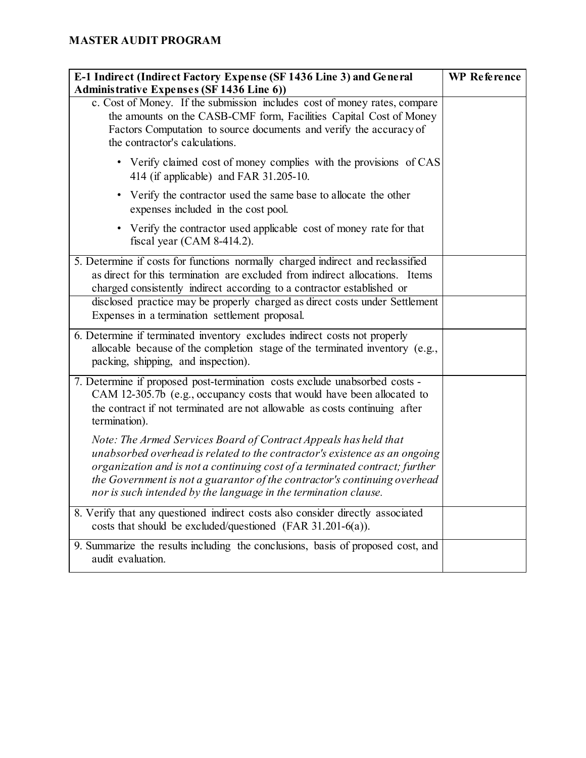**MASTER AUDIT PROGRAM**

| E-1 Indirect (Indirect Factory Expense (SF 1436 Line 3) and General Administrative Expenses (SF 1436 Line 6)) | WP Reference |
|---|---|
| c. Cost of Money. If the submission includes cost of money rates, compare the amounts on the CASB-CMF form, Facilities Capital Cost of Money Factors Computation to source documents and verify the accuracy of the contractor's calculations.<br><br>• Verify claimed cost of money complies with the provisions of CAS 414 (if applicable) and FAR 31.205-10.<br><br>• Verify the contractor used the same base to allocate the other expenses included in the cost pool.<br><br>• Verify the contractor used applicable cost of money rate for that fiscal year (CAM 8-414.2). | |
| 5. Determine if costs for functions normally charged indirect and reclassified as direct for this termination are excluded from indirect allocations. Items charged consistently indirect according to a contractor established or disclosed practice may be properly charged as direct costs under Settlement Expenses in a termination settlement proposal. | |
| 6. Determine if terminated inventory excludes indirect costs not properly allocable because of the completion stage of the terminated inventory (e.g., packing, shipping, and inspection). | |
| 7. Determine if proposed post-termination costs exclude unabsorbed costs - CAM 12-305.7b (e.g., occupancy costs that would have been allocated to the contract if not terminated are not allowable as costs continuing after termination).<br><br>*Note: The Armed Services Board of Contract Appeals has held that unabsorbed overhead is related to the contractor's existence as an ongoing organization and is not a continuing cost of a terminated contract; further the Government is not a guarantor of the contractor's continuing overhead nor is such intended by the language in the termination clause.* | |
| 8. Verify that any questioned indirect costs also consider directly associated costs that should be excluded/questioned (FAR 31.201-6(a)). | |
| 9. Summarize the results including the conclusions, basis of proposed cost, and audit evaluation. | |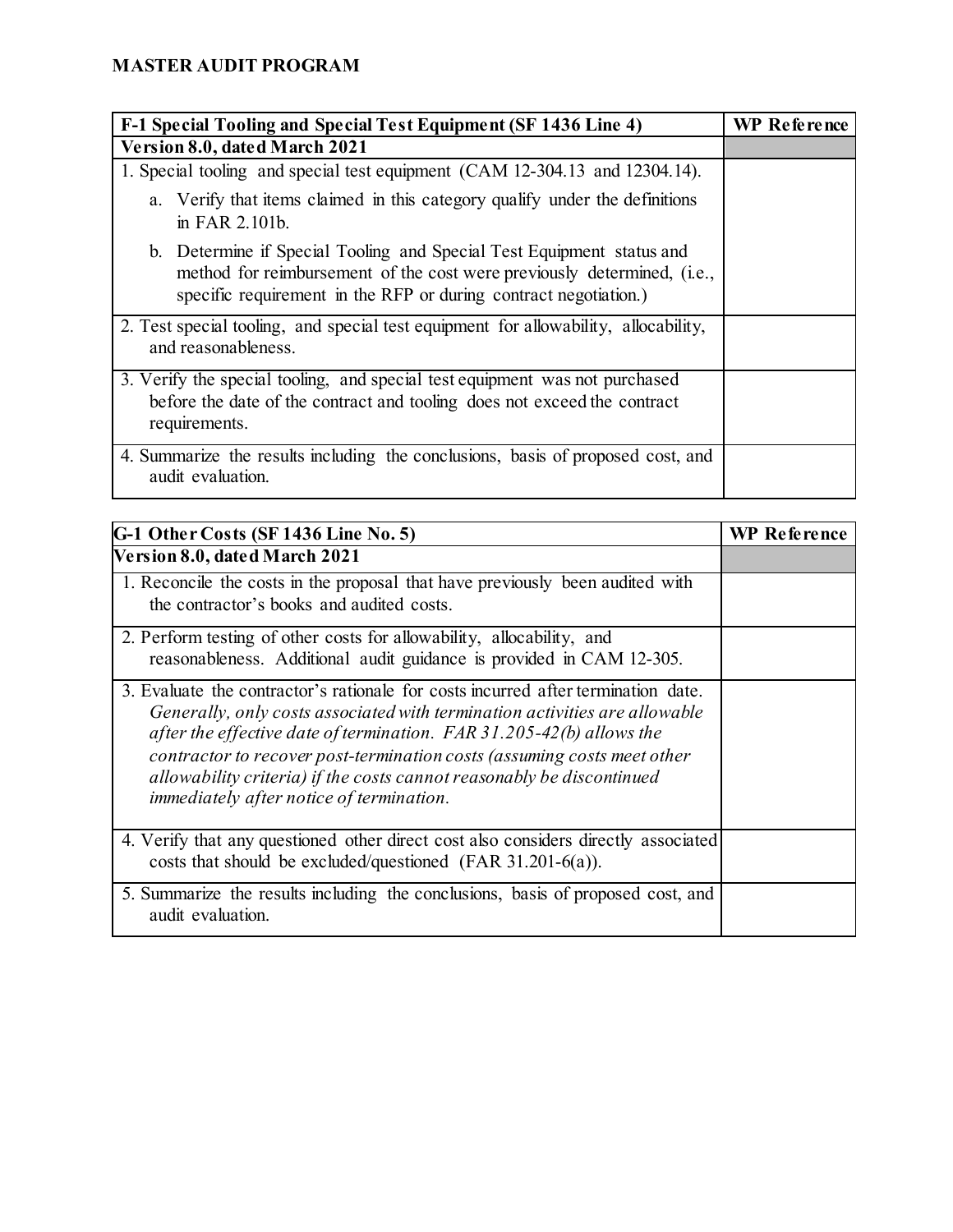**MASTER AUDIT PROGRAM**

| F-1 Special Tooling and Special Test Equipment (SF 1436 Line 4) | WP Reference |
| --- | --- |
| **Version 8.0, dated March 2021** | |
| 1. Special tooling and special test equipment (CAM 12-304.13 and 12304.14).<br>a. Verify that items claimed in this category qualify under the definitions in FAR 2.101b.<br>b. Determine if Special Tooling and Special Test Equipment status and method for reimbursement of the cost were previously determined, (i.e., specific requirement in the RFP or during contract negotiation.) | |
| 2. Test special tooling, and special test equipment for allowability, allocability, and reasonableness. | |
| 3. Verify the special tooling, and special test equipment was not purchased before the date of the contract and tooling does not exceed the contract requirements. | |
| 4. Summarize the results including the conclusions, basis of proposed cost, and audit evaluation. | |

| G-1 Other Costs (SF 1436 Line No. 5) | WP Reference |
| --- | --- |
| **Version 8.0, dated March 2021** | |
| 1. Reconcile the costs in the proposal that have previously been audited with the contractor's books and audited costs. | |
| 2. Perform testing of other costs for allowability, allocability, and reasonableness. Additional audit guidance is provided in CAM 12-305. | |
| 3. Evaluate the contractor's rationale for costs incurred after termination date. *Generally, only costs associated with termination activities are allowable after the effective date of termination. FAR 31.205-42(b) allows the contractor to recover post-termination costs (assuming costs meet other allowability criteria) if the costs cannot reasonably be discontinued immediately after notice of termination.* | |
| 4. Verify that any questioned other direct cost also considers directly associated costs that should be excluded/questioned (FAR 31.201-6(a)). | |
| 5. Summarize the results including the conclusions, basis of proposed cost, and audit evaluation. | |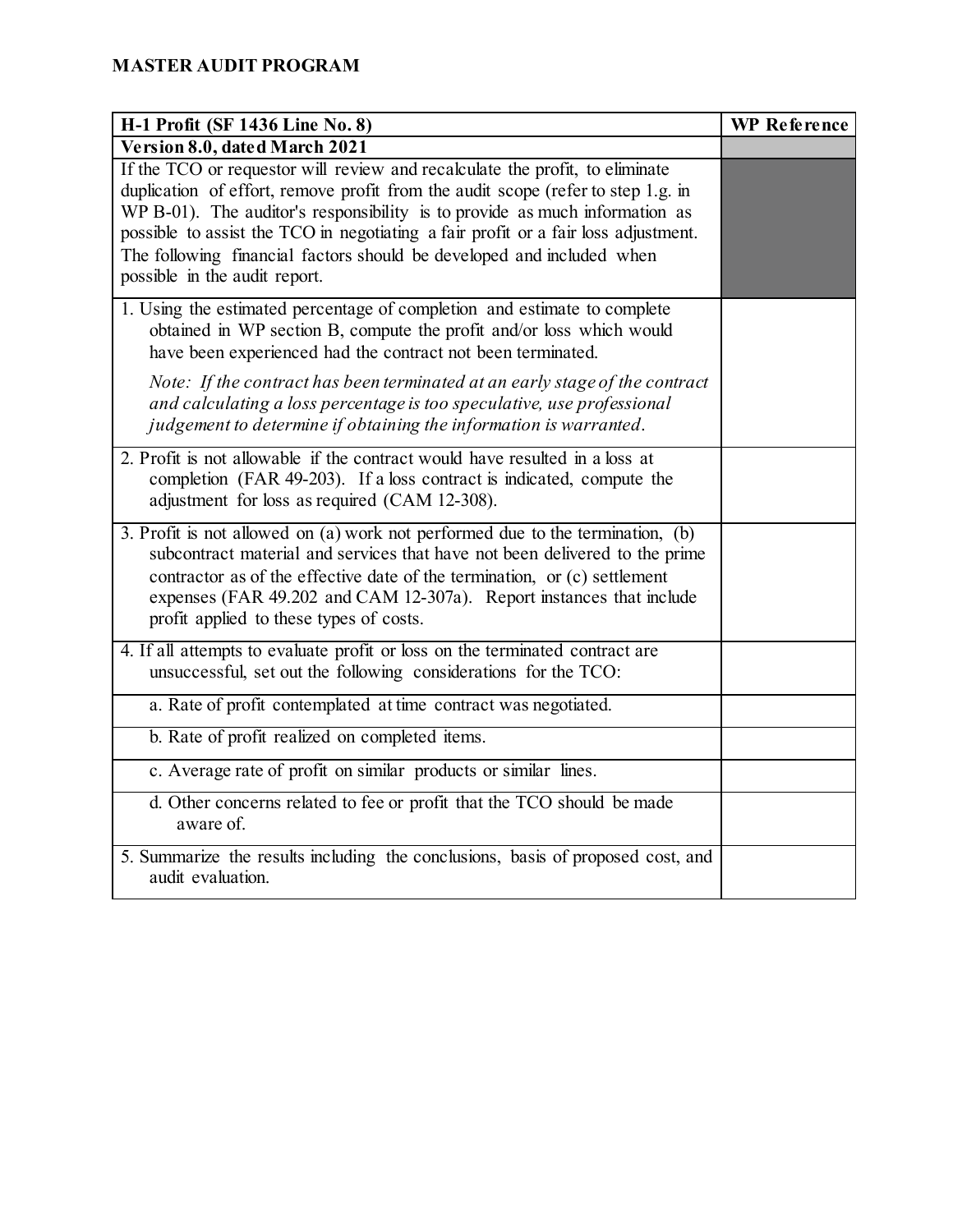**MASTER AUDIT PROGRAM**

| H-1 Profit (SF 1436 Line No. 8) | WP Reference |
|---|---|
| **Version 8.0, dated March 2021** | |
| If the TCO or requestor will review and recalculate the profit, to eliminate duplication of effort, remove profit from the audit scope (refer to step 1.g. in WP B-01). The auditor's responsibility is to provide as much information as possible to assist the TCO in negotiating a fair profit or a fair loss adjustment. The following financial factors should be developed and included when possible in the audit report. | |
| 1. Using the estimated percentage of completion and estimate to complete obtained in WP section B, compute the profit and/or loss which would have been experienced had the contract not been terminated.<br><br>*Note: If the contract has been terminated at an early stage of the contract and calculating a loss percentage is too speculative, use professional judgement to determine if obtaining the information is warranted.* | |
| 2. Profit is not allowable if the contract would have resulted in a loss at completion (FAR 49-203). If a loss contract is indicated, compute the adjustment for loss as required (CAM 12-308). | |
| 3. Profit is not allowed on (a) work not performed due to the termination, (b) subcontract material and services that have not been delivered to the prime contractor as of the effective date of the termination, or (c) settlement expenses (FAR 49.202 and CAM 12-307a). Report instances that include profit applied to these types of costs. | |
| 4. If all attempts to evaluate profit or loss on the terminated contract are unsuccessful, set out the following considerations for the TCO: | |
| a. Rate of profit contemplated at time contract was negotiated. | |
| b. Rate of profit realized on completed items. | |
| c. Average rate of profit on similar products or similar lines. | |
| d. Other concerns related to fee or profit that the TCO should be made aware of. | |
| 5. Summarize the results including the conclusions, basis of proposed cost, and audit evaluation. | |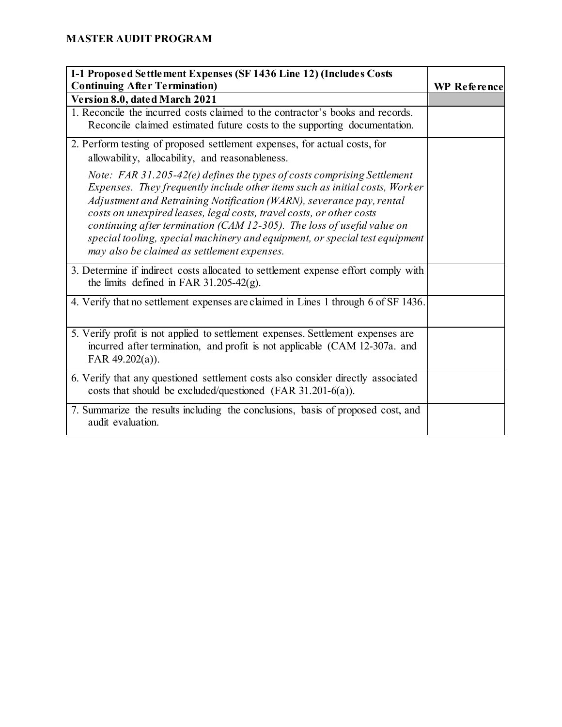**MASTER AUDIT PROGRAM**

| I-1 Proposed Settlement Expenses (SF 1436 Line 12) (Includes Costs Continuing After Termination) | WP Reference |
|---|---|
| **Version 8.0, dated March 2021** | |
| 1. Reconcile the incurred costs claimed to the contractor's books and records. Reconcile claimed estimated future costs to the supporting documentation. | |
| 2. Perform testing of proposed settlement expenses, for actual costs, for allowability, allocability, and reasonableness.<br><br>*Note: FAR 31.205-42(e) defines the types of costs comprising Settlement Expenses. They frequently include other items such as initial costs, Worker Adjustment and Retraining Notification (WARN), severance pay, rental costs on unexpired leases, legal costs, travel costs, or other costs continuing after termination (CAM 12-305). The loss of useful value on special tooling, special machinery and equipment, or special test equipment may also be claimed as settlement expenses.* | |
| 3. Determine if indirect costs allocated to settlement expense effort comply with the limits defined in FAR 31.205-42(g). | |
| 4. Verify that no settlement expenses are claimed in Lines 1 through 6 of SF 1436. | |
| 5. Verify profit is not applied to settlement expenses. Settlement expenses are incurred after termination, and profit is not applicable (CAM 12-307a. and FAR 49.202(a)). | |
| 6. Verify that any questioned settlement costs also consider directly associated costs that should be excluded/questioned (FAR 31.201-6(a)). | |
| 7. Summarize the results including the conclusions, basis of proposed cost, and audit evaluation. | |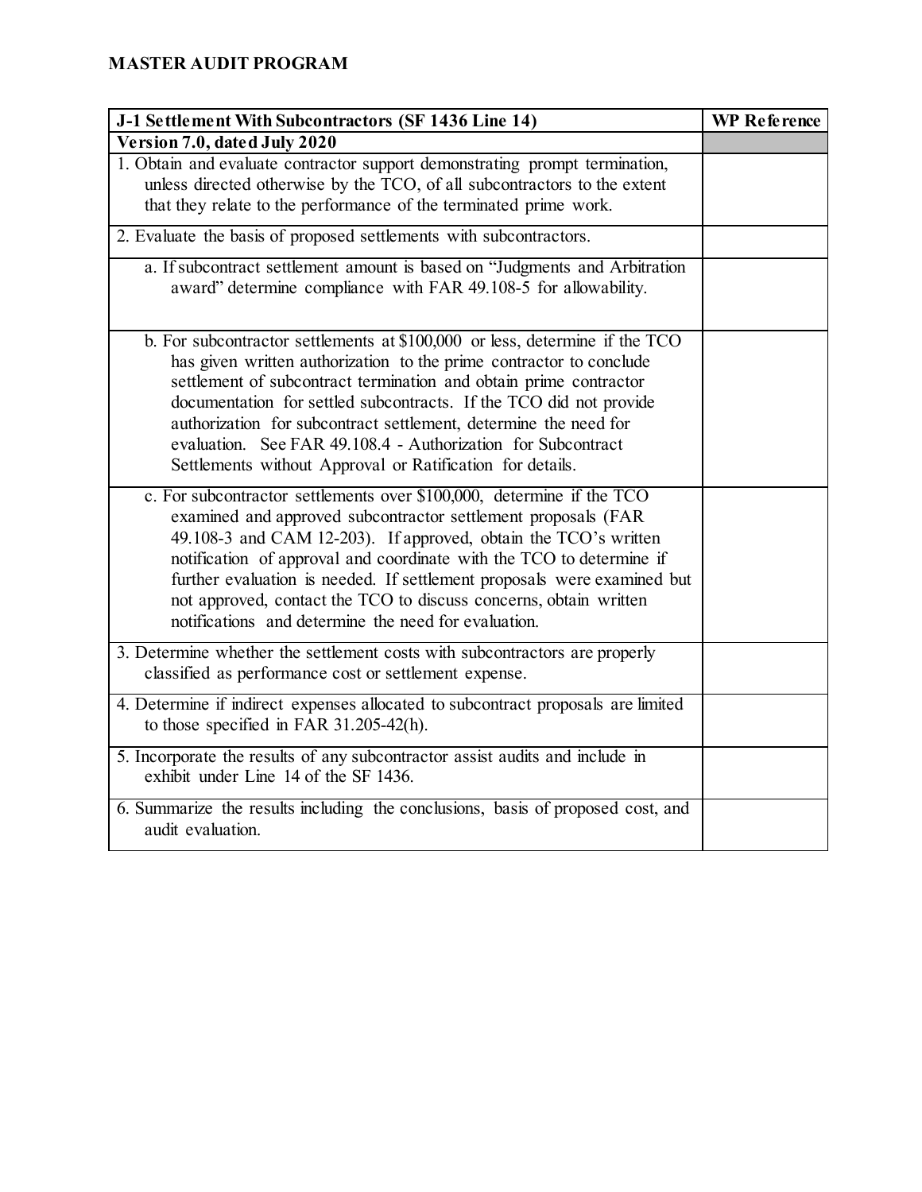**MASTER AUDIT PROGRAM**

| J-1 Settlement With Subcontractors (SF 1436 Line 14) | WP Reference |
|---|---|
| **Version 7.0, dated July 2020** | |
| 1. Obtain and evaluate contractor support demonstrating prompt termination, unless directed otherwise by the TCO, of all subcontractors to the extent that they relate to the performance of the terminated prime work. | |
| 2. Evaluate the basis of proposed settlements with subcontractors. | |
| a. If subcontract settlement amount is based on "Judgments and Arbitration award" determine compliance with FAR 49.108-5 for allowability. | |
| b. For subcontractor settlements at $100,000 or less, determine if the TCO has given written authorization to the prime contractor to conclude settlement of subcontract termination and obtain prime contractor documentation for settled subcontracts. If the TCO did not provide authorization for subcontract settlement, determine the need for evaluation. See FAR 49.108.4 - Authorization for Subcontract Settlements without Approval or Ratification for details. | |
| c. For subcontractor settlements over $100,000, determine if the TCO examined and approved subcontractor settlement proposals (FAR 49.108-3 and CAM 12-203). If approved, obtain the TCO's written notification of approval and coordinate with the TCO to determine if further evaluation is needed. If settlement proposals were examined but not approved, contact the TCO to discuss concerns, obtain written notifications and determine the need for evaluation. | |
| 3. Determine whether the settlement costs with subcontractors are properly classified as performance cost or settlement expense. | |
| 4. Determine if indirect expenses allocated to subcontract proposals are limited to those specified in FAR 31.205-42(h). | |
| 5. Incorporate the results of any subcontractor assist audits and include in exhibit under Line 14 of the SF 1436. | |
| 6. Summarize the results including the conclusions, basis of proposed cost, and audit evaluation. | |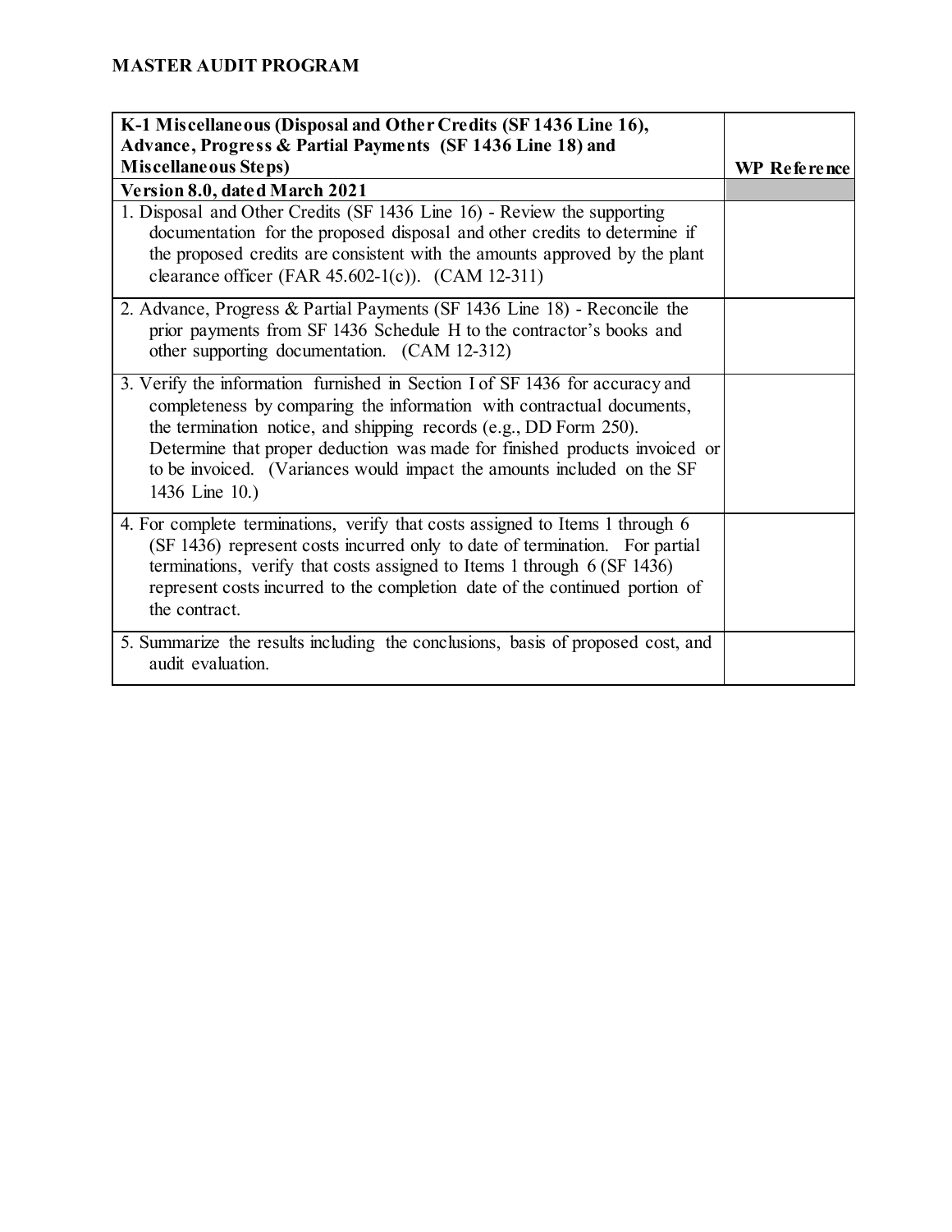**MASTER AUDIT PROGRAM**

| K-1 Miscellaneous (Disposal and Other Credits (SF 1436 Line 16), Advance, Progress & Partial Payments (SF 1436 Line 18) and Miscellaneous Steps) | WP Reference |
|---|---|
| **Version 8.0, dated March 2021** | |
| 1. Disposal and Other Credits (SF 1436 Line 16) - Review the supporting documentation for the proposed disposal and other credits to determine if the proposed credits are consistent with the amounts approved by the plant clearance officer (FAR 45.602-1(c)). (CAM 12-311) | |
| 2. Advance, Progress & Partial Payments (SF 1436 Line 18) - Reconcile the prior payments from SF 1436 Schedule H to the contractor's books and other supporting documentation. (CAM 12-312) | |
| 3. Verify the information furnished in Section I of SF 1436 for accuracy and completeness by comparing the information with contractual documents, the termination notice, and shipping records (e.g., DD Form 250). Determine that proper deduction was made for finished products invoiced or to be invoiced. (Variances would impact the amounts included on the SF 1436 Line 10.) | |
| 4. For complete terminations, verify that costs assigned to Items 1 through 6 (SF 1436) represent costs incurred only to date of termination. For partial terminations, verify that costs assigned to Items 1 through 6 (SF 1436) represent costs incurred to the completion date of the continued portion of the contract. | |
| 5. Summarize the results including the conclusions, basis of proposed cost, and audit evaluation. | |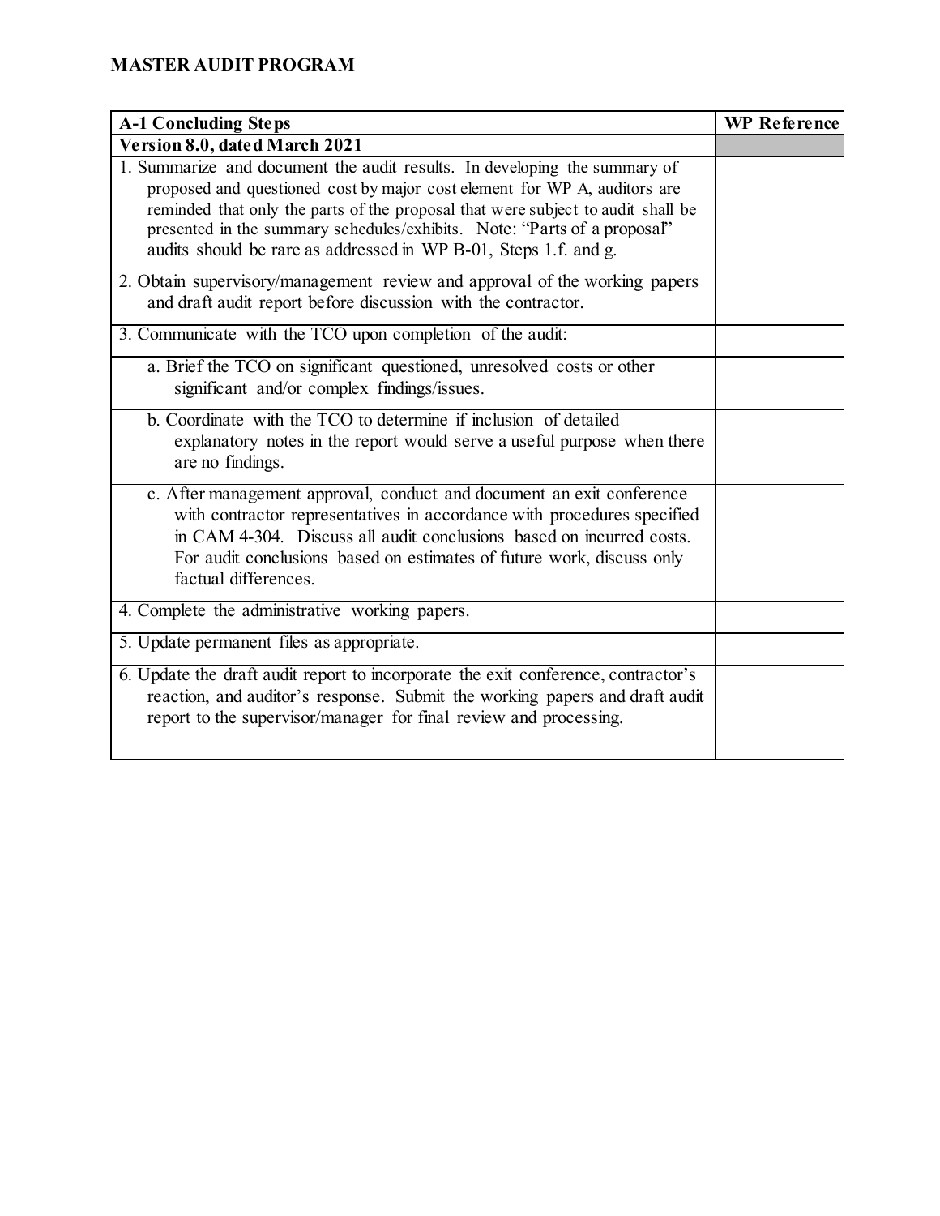**MASTER AUDIT PROGRAM**

| A-1 Concluding Steps | WP Reference |
|---|---|
| **Version 8.0, dated March 2021** | |
| 1. Summarize and document the audit results. In developing the summary of proposed and questioned cost by major cost element for WP A, auditors are reminded that only the parts of the proposal that were subject to audit shall be presented in the summary schedules/exhibits. Note: "Parts of a proposal" audits should be rare as addressed in WP B-01, Steps 1.f. and g. | |
| 2. Obtain supervisory/management review and approval of the working papers and draft audit report before discussion with the contractor. | |
| 3. Communicate with the TCO upon completion of the audit: | |
| a. Brief the TCO on significant questioned, unresolved costs or other significant and/or complex findings/issues. | |
| b. Coordinate with the TCO to determine if inclusion of detailed explanatory notes in the report would serve a useful purpose when there are no findings. | |
| c. After management approval, conduct and document an exit conference with contractor representatives in accordance with procedures specified in CAM 4-304. Discuss all audit conclusions based on incurred costs. For audit conclusions based on estimates of future work, discuss only factual differences. | |
| 4. Complete the administrative working papers. | |
| 5. Update permanent files as appropriate. | |
| 6. Update the draft audit report to incorporate the exit conference, contractor's reaction, and auditor's response. Submit the working papers and draft audit report to the supervisor/manager for final review and processing. | |